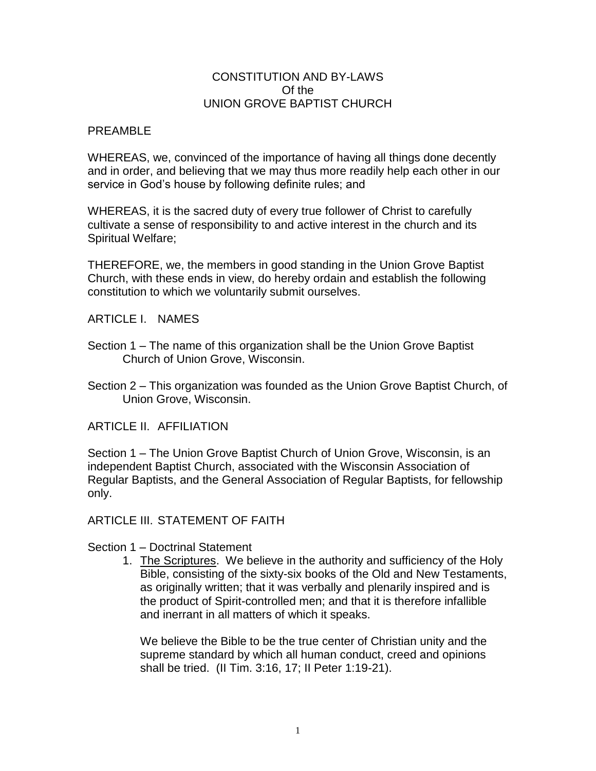# CONSTITUTION AND BY-LAWS
## Of the
## UNION GROVE BAPTIST CHURCH

## PREAMBLE

WHEREAS, we, convinced of the importance of having all things done decently and in order, and believing that we may thus more readily help each other in our service in God's house by following definite rules; and

WHEREAS, it is the sacred duty of every true follower of Christ to carefully cultivate a sense of responsibility to and active interest in the church and its Spiritual Welfare;

THEREFORE, we, the members in good standing in the Union Grove Baptist Church, with these ends in view, do hereby ordain and establish the following constitution to which we voluntarily submit ourselves.

## ARTICLE I. NAMES

Section 1 – The name of this organization shall be the Union Grove Baptist Church of Union Grove, Wisconsin.

Section 2 – This organization was founded as the Union Grove Baptist Church, of Union Grove, Wisconsin.

## ARTICLE II. AFFILIATION

Section 1 – The Union Grove Baptist Church of Union Grove, Wisconsin, is an independent Baptist Church, associated with the Wisconsin Association of Regular Baptists, and the General Association of Regular Baptists, for fellowship only.

## ARTICLE III. STATEMENT OF FAITH

Section 1 – Doctrinal Statement

1. The Scriptures. We believe in the authority and sufficiency of the Holy Bible, consisting of the sixty-six books of the Old and New Testaments, as originally written; that it was verbally and plenarily inspired and is the product of Spirit-controlled men; and that it is therefore infallible and inerrant in all matters of which it speaks.

   We believe the Bible to be the true center of Christian unity and the supreme standard by which all human conduct, creed and opinions shall be tried. (II Tim. 3:16, 17; II Peter 1:19-21).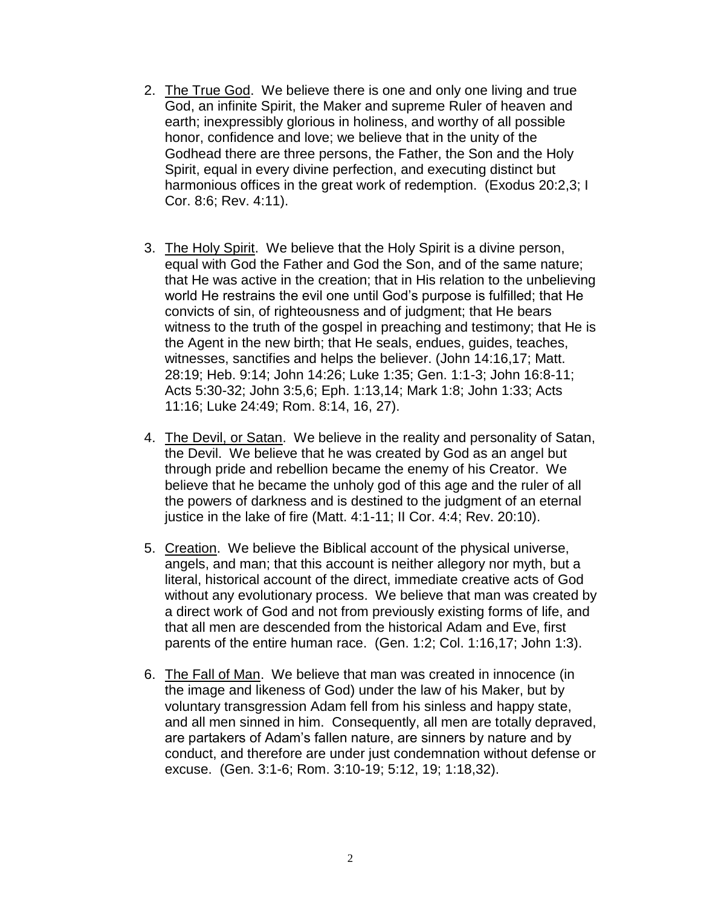2. <u>The True God</u>. We believe there is one and only one living and true God, an infinite Spirit, the Maker and supreme Ruler of heaven and earth; inexpressibly glorious in holiness, and worthy of all possible honor, confidence and love; we believe that in the unity of the Godhead there are three persons, the Father, the Son and the Holy Spirit, equal in every divine perfection, and executing distinct but harmonious offices in the great work of redemption. (Exodus 20:2,3; I Cor. 8:6; Rev. 4:11).

3. <u>The Holy Spirit</u>. We believe that the Holy Spirit is a divine person, equal with God the Father and God the Son, and of the same nature; that He was active in the creation; that in His relation to the unbelieving world He restrains the evil one until God's purpose is fulfilled; that He convicts of sin, of righteousness and of judgment; that He bears witness to the truth of the gospel in preaching and testimony; that He is the Agent in the new birth; that He seals, endues, guides, teaches, witnesses, sanctifies and helps the believer. (John 14:16,17; Matt. 28:19; Heb. 9:14; John 14:26; Luke 1:35; Gen. 1:1-3; John 16:8-11; Acts 5:30-32; John 3:5,6; Eph. 1:13,14; Mark 1:8; John 1:33; Acts 11:16; Luke 24:49; Rom. 8:14, 16, 27).

4. <u>The Devil, or Satan</u>. We believe in the reality and personality of Satan, the Devil. We believe that he was created by God as an angel but through pride and rebellion became the enemy of his Creator. We believe that he became the unholy god of this age and the ruler of all the powers of darkness and is destined to the judgment of an eternal justice in the lake of fire (Matt. 4:1-11; II Cor. 4:4; Rev. 20:10).

5. <u>Creation</u>. We believe the Biblical account of the physical universe, angels, and man; that this account is neither allegory nor myth, but a literal, historical account of the direct, immediate creative acts of God without any evolutionary process. We believe that man was created by a direct work of God and not from previously existing forms of life, and that all men are descended from the historical Adam and Eve, first parents of the entire human race. (Gen. 1:2; Col. 1:16,17; John 1:3).

6. <u>The Fall of Man</u>. We believe that man was created in innocence (in the image and likeness of God) under the law of his Maker, but by voluntary transgression Adam fell from his sinless and happy state, and all men sinned in him. Consequently, all men are totally depraved, are partakers of Adam's fallen nature, are sinners by nature and by conduct, and therefore are under just condemnation without defense or excuse. (Gen. 3:1-6; Rom. 3:10-19; 5:12, 19; 1:18,32).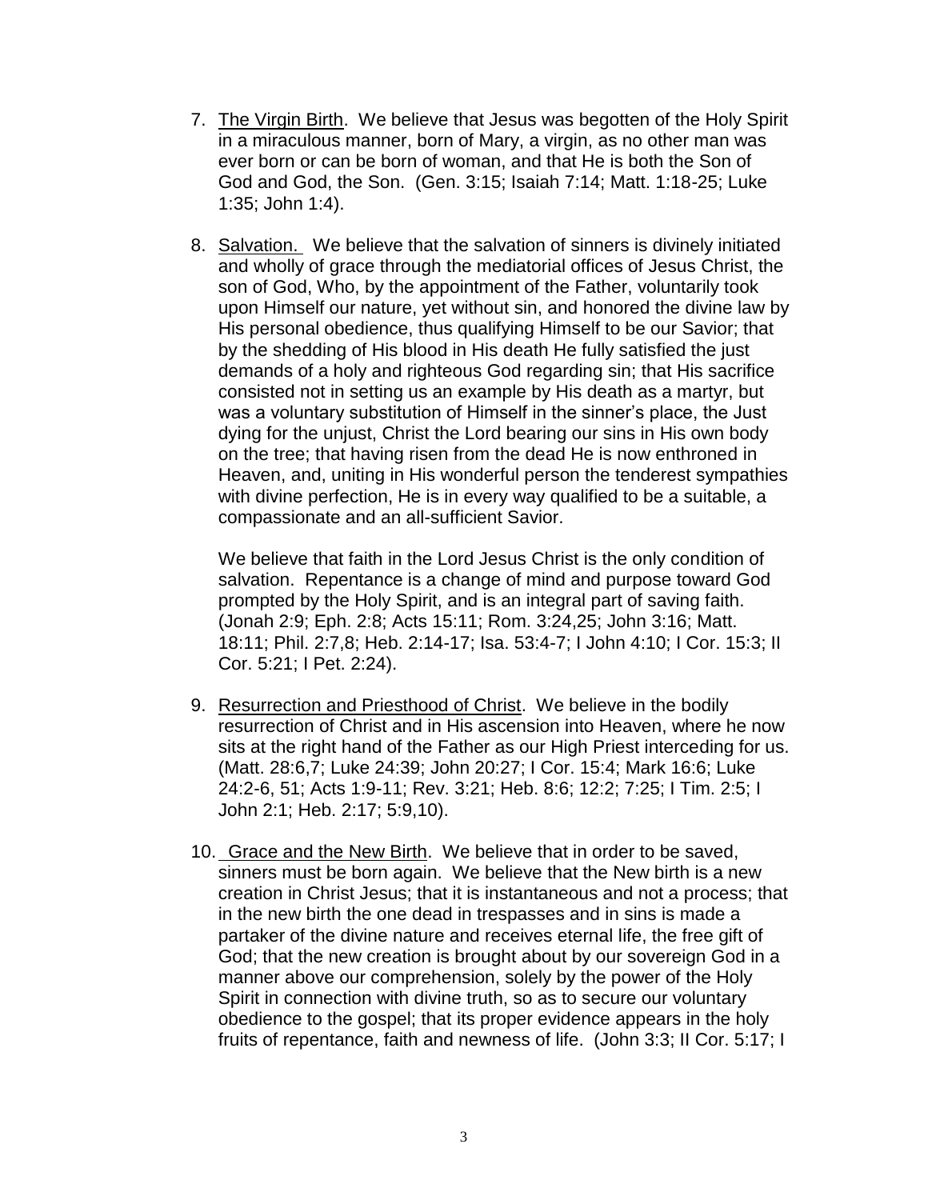7. <u>The Virgin Birth</u>. We believe that Jesus was begotten of the Holy Spirit in a miraculous manner, born of Mary, a virgin, as no other man was ever born or can be born of woman, and that He is both the Son of God and God, the Son. (Gen. 3:15; Isaiah 7:14; Matt. 1:18-25; Luke 1:35; John 1:4).

8. <u>Salvation.</u> We believe that the salvation of sinners is divinely initiated and wholly of grace through the mediatorial offices of Jesus Christ, the son of God, Who, by the appointment of the Father, voluntarily took upon Himself our nature, yet without sin, and honored the divine law by His personal obedience, thus qualifying Himself to be our Savior; that by the shedding of His blood in His death He fully satisfied the just demands of a holy and righteous God regarding sin; that His sacrifice consisted not in setting us an example by His death as a martyr, but was a voluntary substitution of Himself in the sinner's place, the Just dying for the unjust, Christ the Lord bearing our sins in His own body on the tree; that having risen from the dead He is now enthroned in Heaven, and, uniting in His wonderful person the tenderest sympathies with divine perfection, He is in every way qualified to be a suitable, a compassionate and an all-sufficient Savior.

   We believe that faith in the Lord Jesus Christ is the only condition of salvation. Repentance is a change of mind and purpose toward God prompted by the Holy Spirit, and is an integral part of saving faith. (Jonah 2:9; Eph. 2:8; Acts 15:11; Rom. 3:24,25; John 3:16; Matt. 18:11; Phil. 2:7,8; Heb. 2:14-17; Isa. 53:4-7; I John 4:10; I Cor. 15:3; II Cor. 5:21; I Pet. 2:24).

9. <u>Resurrection and Priesthood of Christ</u>. We believe in the bodily resurrection of Christ and in His ascension into Heaven, where he now sits at the right hand of the Father as our High Priest interceding for us. (Matt. 28:6,7; Luke 24:39; John 20:27; I Cor. 15:4; Mark 16:6; Luke 24:2-6, 51; Acts 1:9-11; Rev. 3:21; Heb. 8:6; 12:2; 7:25; I Tim. 2:5; I John 2:1; Heb. 2:17; 5:9,10).

10. <u>Grace and the New Birth</u>. We believe that in order to be saved, sinners must be born again. We believe that the New birth is a new creation in Christ Jesus; that it is instantaneous and not a process; that in the new birth the one dead in trespasses and in sins is made a partaker of the divine nature and receives eternal life, the free gift of God; that the new creation is brought about by our sovereign God in a manner above our comprehension, solely by the power of the Holy Spirit in connection with divine truth, so as to secure our voluntary obedience to the gospel; that its proper evidence appears in the holy fruits of repentance, faith and newness of life. (John 3:3; II Cor. 5:17; I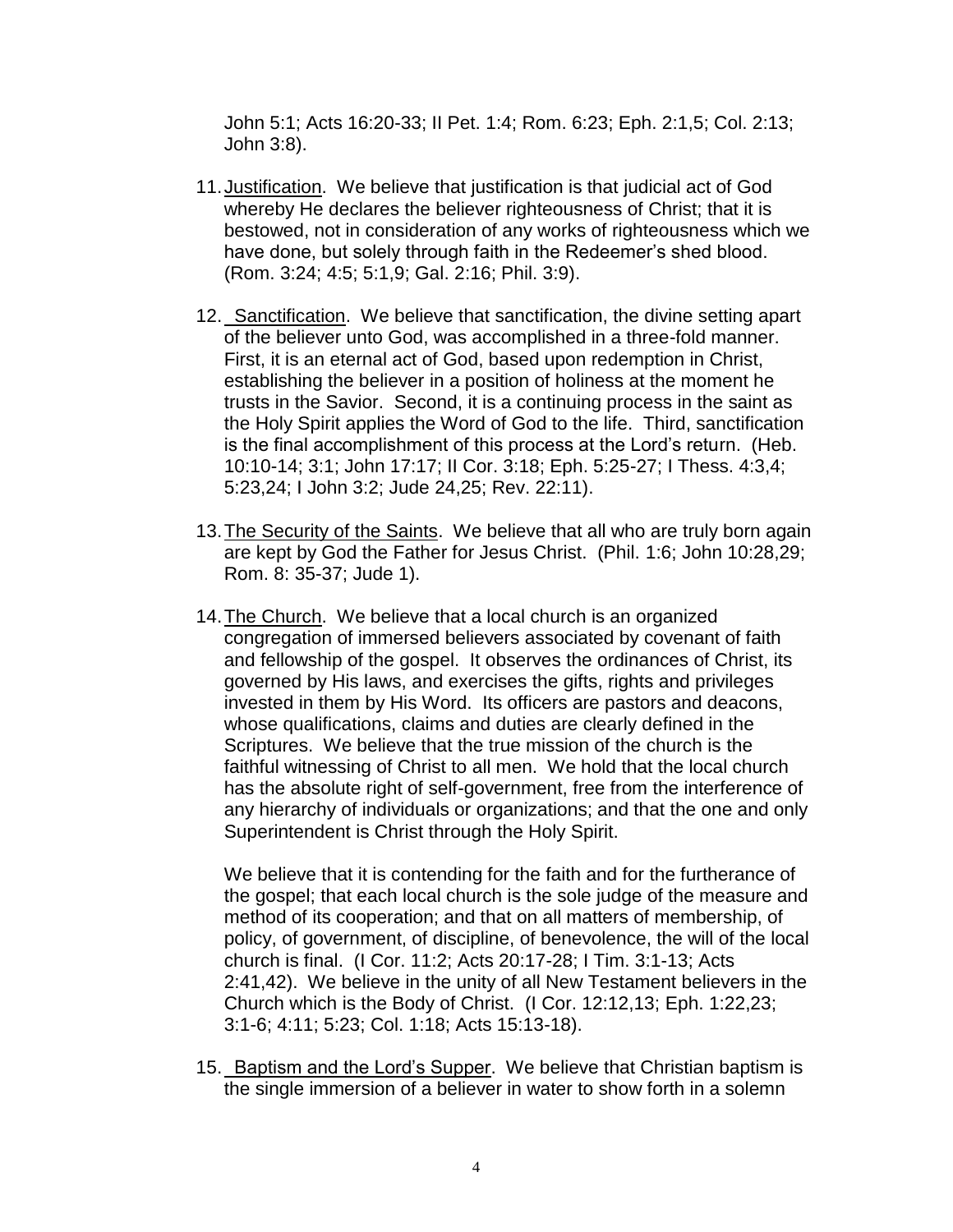John 5:1; Acts 16:20-33; II Pet. 1:4; Rom. 6:23; Eph. 2:1,5; Col. 2:13; John 3:8).

11. <u>Justification</u>. We believe that justification is that judicial act of God whereby He declares the believer righteousness of Christ; that it is bestowed, not in consideration of any works of righteousness which we have done, but solely through faith in the Redeemer's shed blood. (Rom. 3:24; 4:5; 5:1,9; Gal. 2:16; Phil. 3:9).

12. <u>Sanctification</u>. We believe that sanctification, the divine setting apart of the believer unto God, was accomplished in a three-fold manner. First, it is an eternal act of God, based upon redemption in Christ, establishing the believer in a position of holiness at the moment he trusts in the Savior. Second, it is a continuing process in the saint as the Holy Spirit applies the Word of God to the life. Third, sanctification is the final accomplishment of this process at the Lord's return. (Heb. 10:10-14; 3:1; John 17:17; II Cor. 3:18; Eph. 5:25-27; I Thess. 4:3,4; 5:23,24; I John 3:2; Jude 24,25; Rev. 22:11).

13. <u>The Security of the Saints</u>. We believe that all who are truly born again are kept by God the Father for Jesus Christ. (Phil. 1:6; John 10:28,29; Rom. 8: 35-37; Jude 1).

14. <u>The Church</u>. We believe that a local church is an organized congregation of immersed believers associated by covenant of faith and fellowship of the gospel. It observes the ordinances of Christ, its governed by His laws, and exercises the gifts, rights and privileges invested in them by His Word. Its officers are pastors and deacons, whose qualifications, claims and duties are clearly defined in the Scriptures. We believe that the true mission of the church is the faithful witnessing of Christ to all men. We hold that the local church has the absolute right of self-government, free from the interference of any hierarchy of individuals or organizations; and that the one and only Superintendent is Christ through the Holy Spirit.

    We believe that it is contending for the faith and for the furtherance of the gospel; that each local church is the sole judge of the measure and method of its cooperation; and that on all matters of membership, of policy, of government, of discipline, of benevolence, the will of the local church is final. (I Cor. 11:2; Acts 20:17-28; I Tim. 3:1-13; Acts 2:41,42). We believe in the unity of all New Testament believers in the Church which is the Body of Christ. (I Cor. 12:12,13; Eph. 1:22,23; 3:1-6; 4:11; 5:23; Col. 1:18; Acts 15:13-18).

15. <u>Baptism and the Lord's Supper</u>. We believe that Christian baptism is the single immersion of a believer in water to show forth in a solemn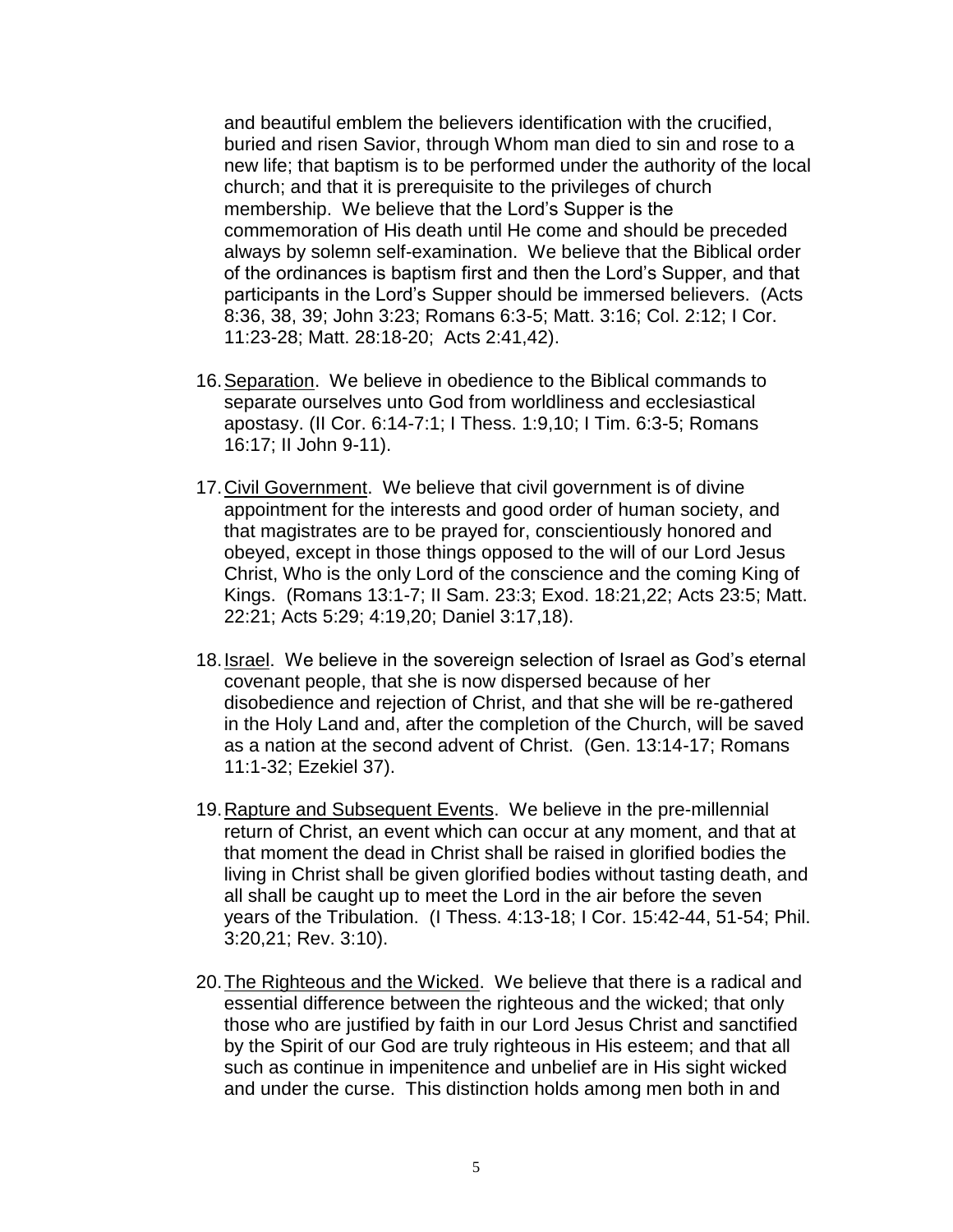and beautiful emblem the believers identification with the crucified, buried and risen Savior, through Whom man died to sin and rose to a new life; that baptism is to be performed under the authority of the local church; and that it is prerequisite to the privileges of church membership. We believe that the Lord's Supper is the commemoration of His death until He come and should be preceded always by solemn self-examination. We believe that the Biblical order of the ordinances is baptism first and then the Lord's Supper, and that participants in the Lord's Supper should be immersed believers. (Acts 8:36, 38, 39; John 3:23; Romans 6:3-5; Matt. 3:16; Col. 2:12; I Cor. 11:23-28; Matt. 28:18-20; Acts 2:41,42).

16. Separation. We believe in obedience to the Biblical commands to separate ourselves unto God from worldliness and ecclesiastical apostasy. (II Cor. 6:14-7:1; I Thess. 1:9,10; I Tim. 6:3-5; Romans 16:17; II John 9-11).

17. Civil Government. We believe that civil government is of divine appointment for the interests and good order of human society, and that magistrates are to be prayed for, conscientiously honored and obeyed, except in those things opposed to the will of our Lord Jesus Christ, Who is the only Lord of the conscience and the coming King of Kings. (Romans 13:1-7; II Sam. 23:3; Exod. 18:21,22; Acts 23:5; Matt. 22:21; Acts 5:29; 4:19,20; Daniel 3:17,18).

18. Israel. We believe in the sovereign selection of Israel as God's eternal covenant people, that she is now dispersed because of her disobedience and rejection of Christ, and that she will be re-gathered in the Holy Land and, after the completion of the Church, will be saved as a nation at the second advent of Christ. (Gen. 13:14-17; Romans 11:1-32; Ezekiel 37).

19. Rapture and Subsequent Events. We believe in the pre-millennial return of Christ, an event which can occur at any moment, and that at that moment the dead in Christ shall be raised in glorified bodies the living in Christ shall be given glorified bodies without tasting death, and all shall be caught up to meet the Lord in the air before the seven years of the Tribulation. (I Thess. 4:13-18; I Cor. 15:42-44, 51-54; Phil. 3:20,21; Rev. 3:10).

20. The Righteous and the Wicked. We believe that there is a radical and essential difference between the righteous and the wicked; that only those who are justified by faith in our Lord Jesus Christ and sanctified by the Spirit of our God are truly righteous in His esteem; and that all such as continue in impenitence and unbelief are in His sight wicked and under the curse. This distinction holds among men both in and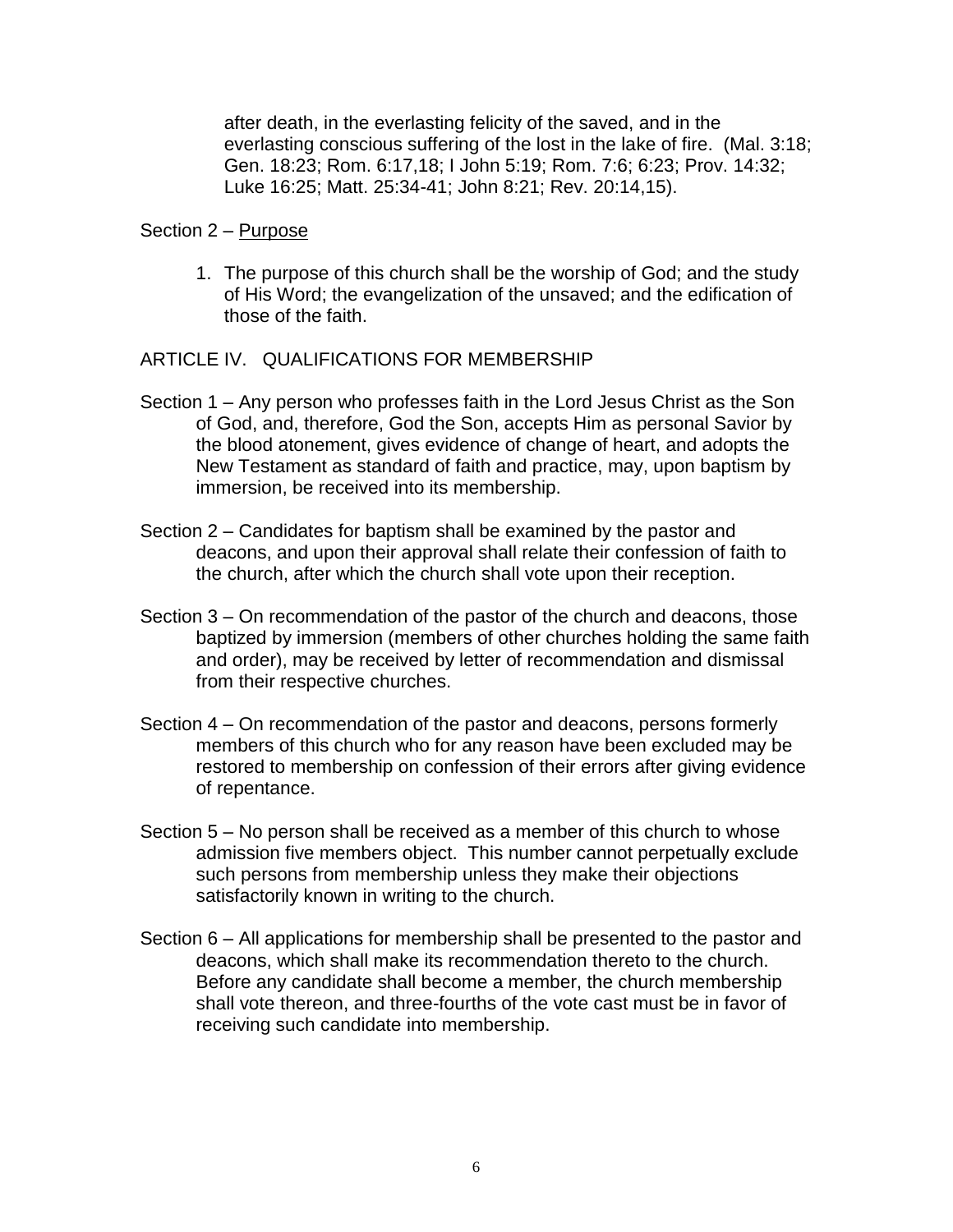after death, in the everlasting felicity of the saved, and in the everlasting conscious suffering of the lost in the lake of fire. (Mal. 3:18; Gen. 18:23; Rom. 6:17,18; I John 5:19; Rom. 7:6; 6:23; Prov. 14:32; Luke 16:25; Matt. 25:34-41; John 8:21; Rev. 20:14,15).

Section 2 – <u>Purpose</u>

1. The purpose of this church shall be the worship of God; and the study of His Word; the evangelization of the unsaved; and the edification of those of the faith.

## ARTICLE IV. QUALIFICATIONS FOR MEMBERSHIP

Section 1 – Any person who professes faith in the Lord Jesus Christ as the Son of God, and, therefore, God the Son, accepts Him as personal Savior by the blood atonement, gives evidence of change of heart, and adopts the New Testament as standard of faith and practice, may, upon baptism by immersion, be received into its membership.

Section 2 – Candidates for baptism shall be examined by the pastor and deacons, and upon their approval shall relate their confession of faith to the church, after which the church shall vote upon their reception.

Section 3 – On recommendation of the pastor of the church and deacons, those baptized by immersion (members of other churches holding the same faith and order), may be received by letter of recommendation and dismissal from their respective churches.

Section 4 – On recommendation of the pastor and deacons, persons formerly members of this church who for any reason have been excluded may be restored to membership on confession of their errors after giving evidence of repentance.

Section 5 – No person shall be received as a member of this church to whose admission five members object. This number cannot perpetually exclude such persons from membership unless they make their objections satisfactorily known in writing to the church.

Section 6 – All applications for membership shall be presented to the pastor and deacons, which shall make its recommendation thereto to the church. Before any candidate shall become a member, the church membership shall vote thereon, and three-fourths of the vote cast must be in favor of receiving such candidate into membership.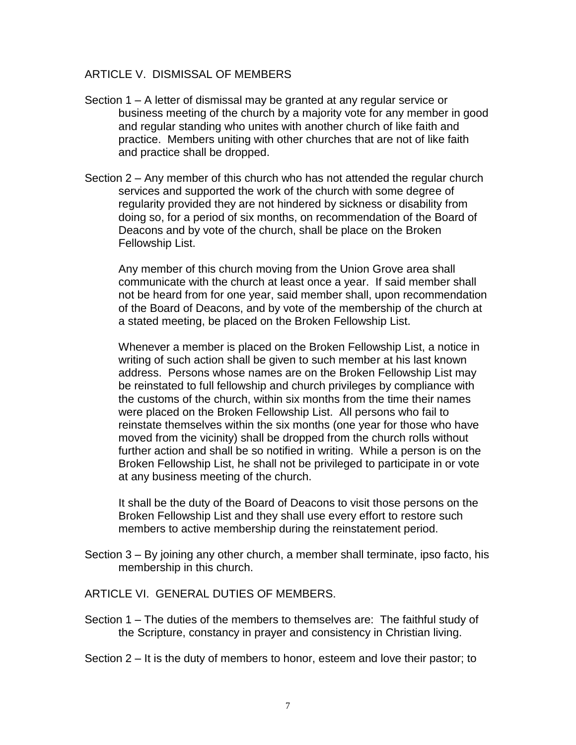## ARTICLE V. DISMISSAL OF MEMBERS

Section 1 – A letter of dismissal may be granted at any regular service or business meeting of the church by a majority vote for any member in good and regular standing who unites with another church of like faith and practice. Members uniting with other churches that are not of like faith and practice shall be dropped.

Section 2 – Any member of this church who has not attended the regular church services and supported the work of the church with some degree of regularity provided they are not hindered by sickness or disability from doing so, for a period of six months, on recommendation of the Board of Deacons and by vote of the church, shall be place on the Broken Fellowship List.

Any member of this church moving from the Union Grove area shall communicate with the church at least once a year. If said member shall not be heard from for one year, said member shall, upon recommendation of the Board of Deacons, and by vote of the membership of the church at a stated meeting, be placed on the Broken Fellowship List.

Whenever a member is placed on the Broken Fellowship List, a notice in writing of such action shall be given to such member at his last known address. Persons whose names are on the Broken Fellowship List may be reinstated to full fellowship and church privileges by compliance with the customs of the church, within six months from the time their names were placed on the Broken Fellowship List. All persons who fail to reinstate themselves within the six months (one year for those who have moved from the vicinity) shall be dropped from the church rolls without further action and shall be so notified in writing. While a person is on the Broken Fellowship List, he shall not be privileged to participate in or vote at any business meeting of the church.

It shall be the duty of the Board of Deacons to visit those persons on the Broken Fellowship List and they shall use every effort to restore such members to active membership during the reinstatement period.

Section 3 – By joining any other church, a member shall terminate, ipso facto, his membership in this church.

## ARTICLE VI. GENERAL DUTIES OF MEMBERS.

Section 1 – The duties of the members to themselves are: The faithful study of the Scripture, constancy in prayer and consistency in Christian living.

Section 2 – It is the duty of members to honor, esteem and love their pastor; to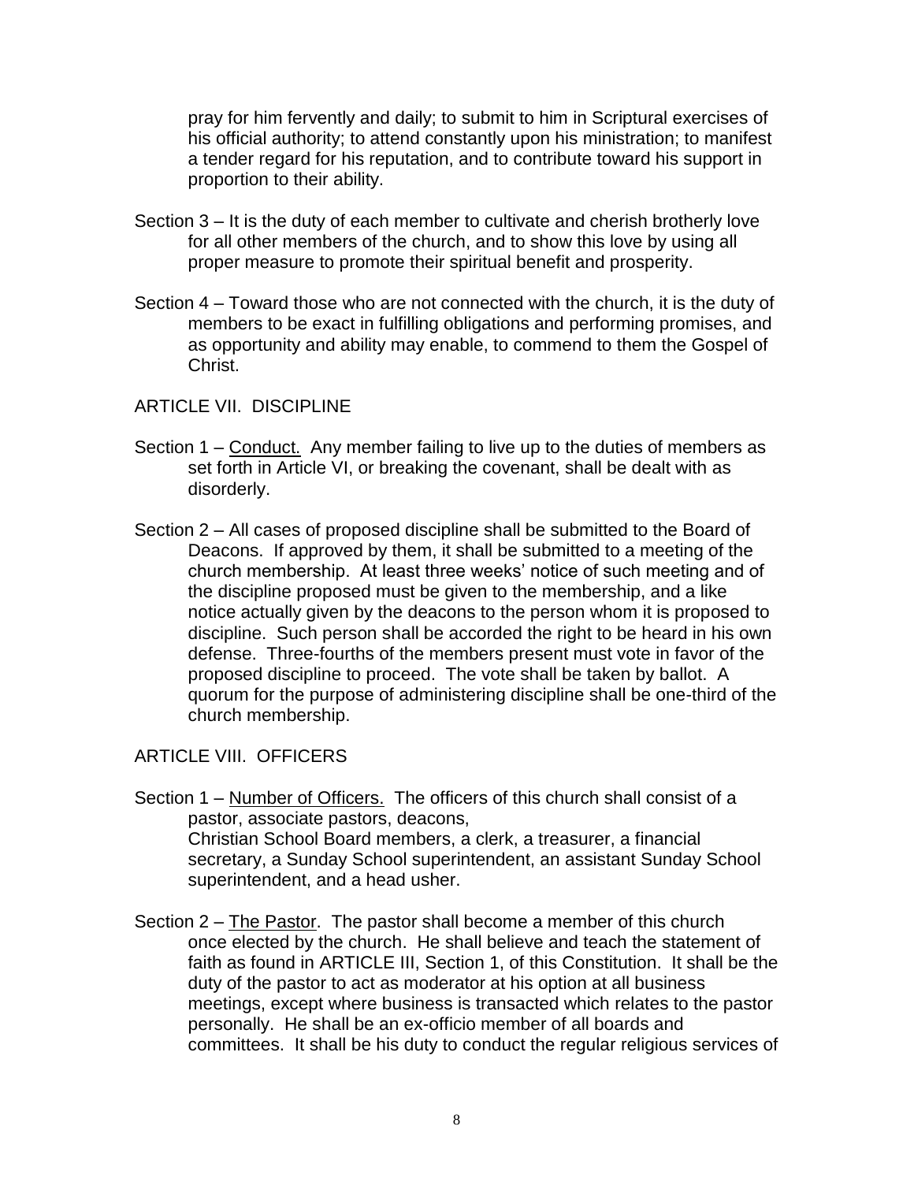pray for him fervently and daily; to submit to him in Scriptural exercises of his official authority; to attend constantly upon his ministration; to manifest a tender regard for his reputation, and to contribute toward his support in proportion to their ability.

Section 3 – It is the duty of each member to cultivate and cherish brotherly love for all other members of the church, and to show this love by using all proper measure to promote their spiritual benefit and prosperity.

Section 4 – Toward those who are not connected with the church, it is the duty of members to be exact in fulfilling obligations and performing promises, and as opportunity and ability may enable, to commend to them the Gospel of Christ.

## ARTICLE VII. DISCIPLINE

Section 1 – Conduct. Any member failing to live up to the duties of members as set forth in Article VI, or breaking the covenant, shall be dealt with as disorderly.

Section 2 – All cases of proposed discipline shall be submitted to the Board of Deacons. If approved by them, it shall be submitted to a meeting of the church membership. At least three weeks' notice of such meeting and of the discipline proposed must be given to the membership, and a like notice actually given by the deacons to the person whom it is proposed to discipline. Such person shall be accorded the right to be heard in his own defense. Three-fourths of the members present must vote in favor of the proposed discipline to proceed. The vote shall be taken by ballot. A quorum for the purpose of administering discipline shall be one-third of the church membership.

## ARTICLE VIII. OFFICERS

Section 1 – Number of Officers. The officers of this church shall consist of a pastor, associate pastors, deacons, Christian School Board members, a clerk, a treasurer, a financial secretary, a Sunday School superintendent, an assistant Sunday School superintendent, and a head usher.

Section 2 – The Pastor. The pastor shall become a member of this church once elected by the church. He shall believe and teach the statement of faith as found in ARTICLE III, Section 1, of this Constitution. It shall be the duty of the pastor to act as moderator at his option at all business meetings, except where business is transacted which relates to the pastor personally. He shall be an ex-officio member of all boards and committees. It shall be his duty to conduct the regular religious services of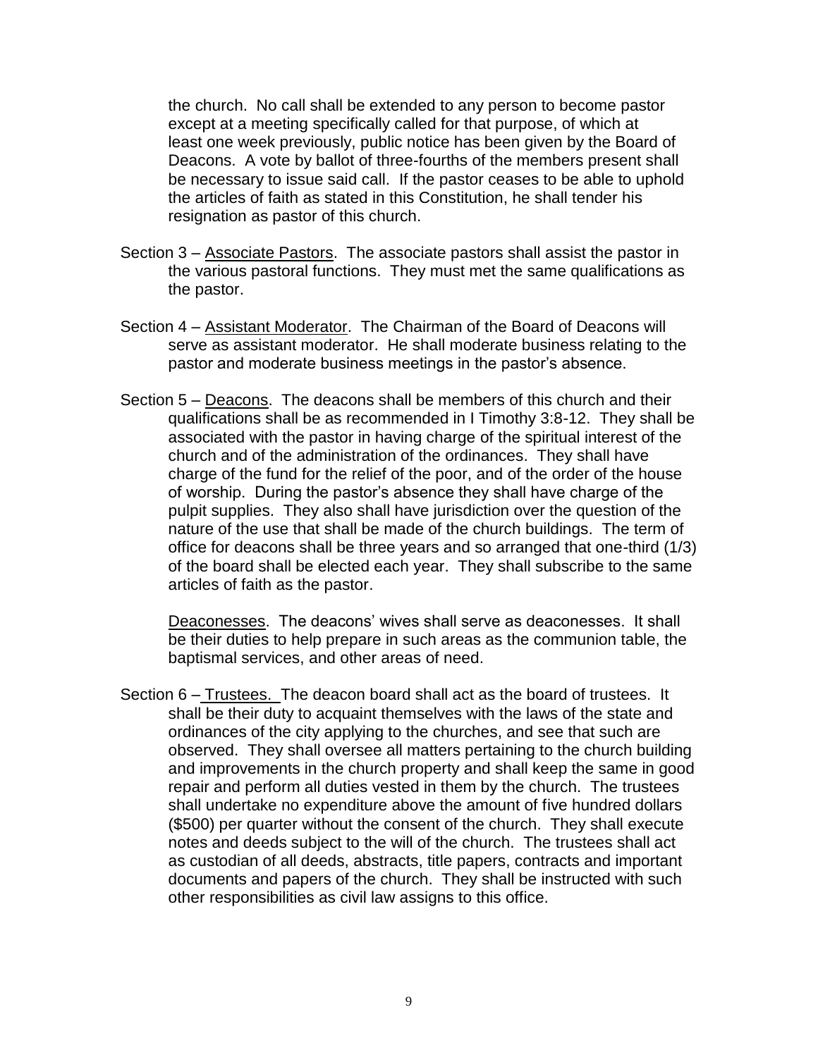the church. No call shall be extended to any person to become pastor except at a meeting specifically called for that purpose, of which at least one week previously, public notice has been given by the Board of Deacons. A vote by ballot of three-fourths of the members present shall be necessary to issue said call. If the pastor ceases to be able to uphold the articles of faith as stated in this Constitution, he shall tender his resignation as pastor of this church.

Section 3 – Associate Pastors. The associate pastors shall assist the pastor in the various pastoral functions. They must met the same qualifications as the pastor.

Section 4 – Assistant Moderator. The Chairman of the Board of Deacons will serve as assistant moderator. He shall moderate business relating to the pastor and moderate business meetings in the pastor's absence.

Section 5 – Deacons. The deacons shall be members of this church and their qualifications shall be as recommended in I Timothy 3:8-12. They shall be associated with the pastor in having charge of the spiritual interest of the church and of the administration of the ordinances. They shall have charge of the fund for the relief of the poor, and of the order of the house of worship. During the pastor's absence they shall have charge of the pulpit supplies. They also shall have jurisdiction over the question of the nature of the use that shall be made of the church buildings. The term of office for deacons shall be three years and so arranged that one-third (1/3) of the board shall be elected each year. They shall subscribe to the same articles of faith as the pastor.

Deaconesses. The deacons' wives shall serve as deaconesses. It shall be their duties to help prepare in such areas as the communion table, the baptismal services, and other areas of need.

Section 6 – Trustees. The deacon board shall act as the board of trustees. It shall be their duty to acquaint themselves with the laws of the state and ordinances of the city applying to the churches, and see that such are observed. They shall oversee all matters pertaining to the church building and improvements in the church property and shall keep the same in good repair and perform all duties vested in them by the church. The trustees shall undertake no expenditure above the amount of five hundred dollars ($500) per quarter without the consent of the church. They shall execute notes and deeds subject to the will of the church. The trustees shall act as custodian of all deeds, abstracts, title papers, contracts and important documents and papers of the church. They shall be instructed with such other responsibilities as civil law assigns to this office.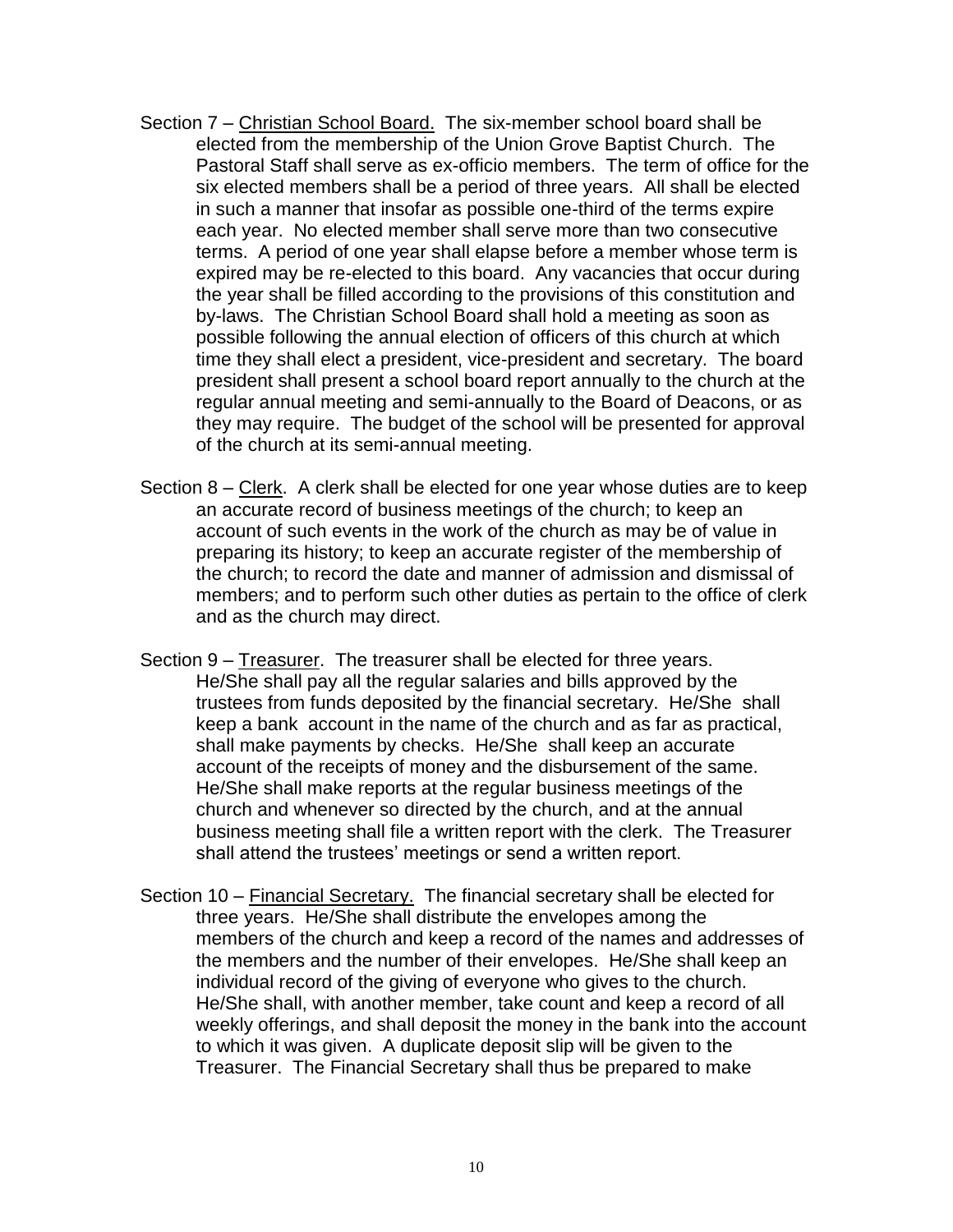Section 7 – Christian School Board. The six-member school board shall be elected from the membership of the Union Grove Baptist Church. The Pastoral Staff shall serve as ex-officio members. The term of office for the six elected members shall be a period of three years. All shall be elected in such a manner that insofar as possible one-third of the terms expire each year. No elected member shall serve more than two consecutive terms. A period of one year shall elapse before a member whose term is expired may be re-elected to this board. Any vacancies that occur during the year shall be filled according to the provisions of this constitution and by-laws. The Christian School Board shall hold a meeting as soon as possible following the annual election of officers of this church at which time they shall elect a president, vice-president and secretary. The board president shall present a school board report annually to the church at the regular annual meeting and semi-annually to the Board of Deacons, or as they may require. The budget of the school will be presented for approval of the church at its semi-annual meeting.

Section 8 – Clerk. A clerk shall be elected for one year whose duties are to keep an accurate record of business meetings of the church; to keep an account of such events in the work of the church as may be of value in preparing its history; to keep an accurate register of the membership of the church; to record the date and manner of admission and dismissal of members; and to perform such other duties as pertain to the office of clerk and as the church may direct.

Section 9 – Treasurer. The treasurer shall be elected for three years. He/She shall pay all the regular salaries and bills approved by the trustees from funds deposited by the financial secretary. He/She shall keep a bank account in the name of the church and as far as practical, shall make payments by checks. He/She shall keep an accurate account of the receipts of money and the disbursement of the same. He/She shall make reports at the regular business meetings of the church and whenever so directed by the church, and at the annual business meeting shall file a written report with the clerk. The Treasurer shall attend the trustees' meetings or send a written report.

Section 10 – Financial Secretary. The financial secretary shall be elected for three years. He/She shall distribute the envelopes among the members of the church and keep a record of the names and addresses of the members and the number of their envelopes. He/She shall keep an individual record of the giving of everyone who gives to the church. He/She shall, with another member, take count and keep a record of all weekly offerings, and shall deposit the money in the bank into the account to which it was given. A duplicate deposit slip will be given to the Treasurer. The Financial Secretary shall thus be prepared to make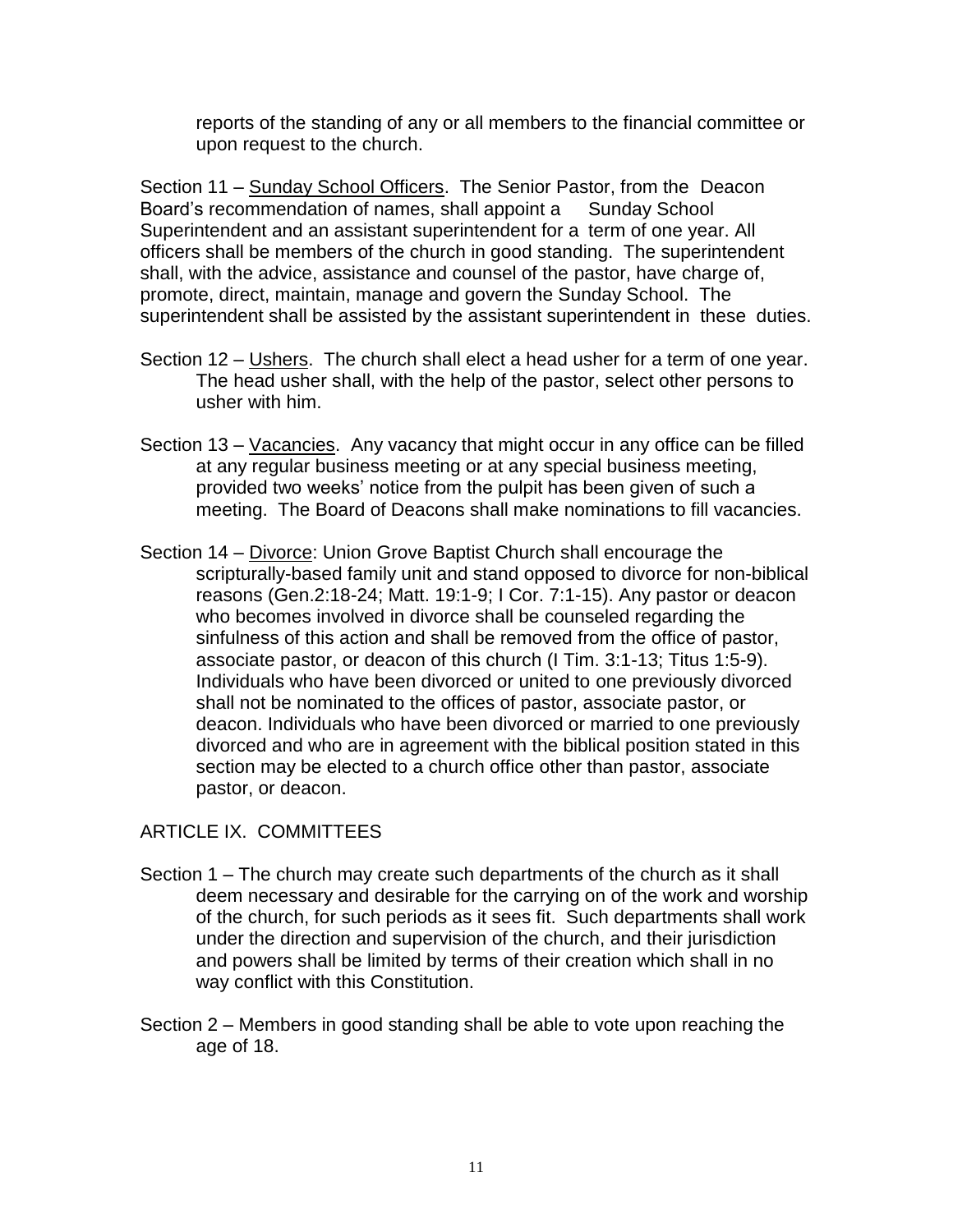reports of the standing of any or all members to the financial committee or upon request to the church.

Section 11 – Sunday School Officers. The Senior Pastor, from the Deacon Board's recommendation of names, shall appoint a Sunday School Superintendent and an assistant superintendent for a term of one year. All officers shall be members of the church in good standing. The superintendent shall, with the advice, assistance and counsel of the pastor, have charge of, promote, direct, maintain, manage and govern the Sunday School. The superintendent shall be assisted by the assistant superintendent in these duties.

Section 12 – Ushers. The church shall elect a head usher for a term of one year. The head usher shall, with the help of the pastor, select other persons to usher with him.

Section 13 – Vacancies. Any vacancy that might occur in any office can be filled at any regular business meeting or at any special business meeting, provided two weeks' notice from the pulpit has been given of such a meeting. The Board of Deacons shall make nominations to fill vacancies.

Section 14 – Divorce: Union Grove Baptist Church shall encourage the scripturally-based family unit and stand opposed to divorce for non-biblical reasons (Gen.2:18-24; Matt. 19:1-9; I Cor. 7:1-15). Any pastor or deacon who becomes involved in divorce shall be counseled regarding the sinfulness of this action and shall be removed from the office of pastor, associate pastor, or deacon of this church (I Tim. 3:1-13; Titus 1:5-9). Individuals who have been divorced or united to one previously divorced shall not be nominated to the offices of pastor, associate pastor, or deacon. Individuals who have been divorced or married to one previously divorced and who are in agreement with the biblical position stated in this section may be elected to a church office other than pastor, associate pastor, or deacon.

## ARTICLE IX. COMMITTEES

Section 1 – The church may create such departments of the church as it shall deem necessary and desirable for the carrying on of the work and worship of the church, for such periods as it sees fit. Such departments shall work under the direction and supervision of the church, and their jurisdiction and powers shall be limited by terms of their creation which shall in no way conflict with this Constitution.

Section 2 – Members in good standing shall be able to vote upon reaching the age of 18.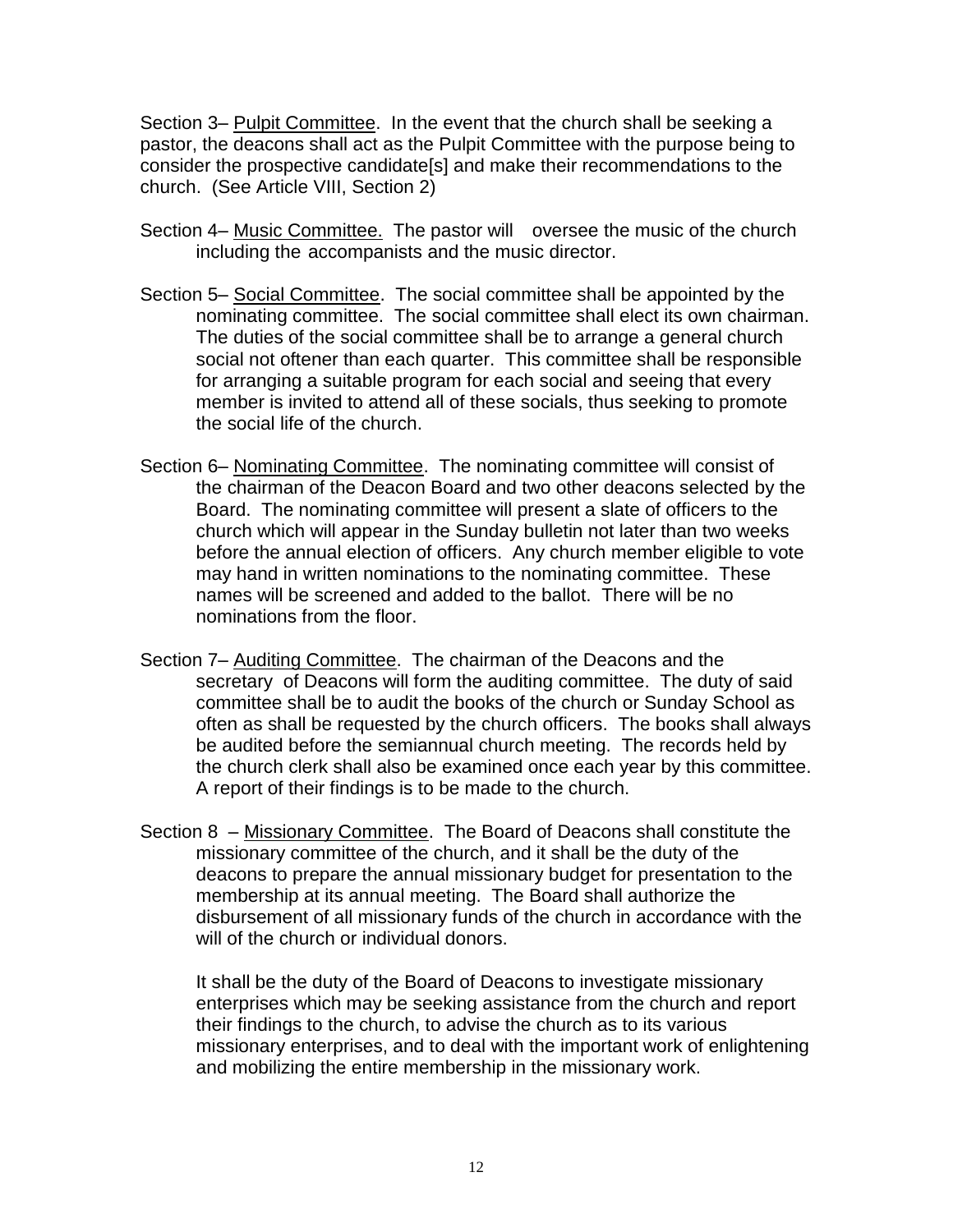Section 3– Pulpit Committee. In the event that the church shall be seeking a pastor, the deacons shall act as the Pulpit Committee with the purpose being to consider the prospective candidate[s] and make their recommendations to the church. (See Article VIII, Section 2)

Section 4– Music Committee. The pastor will oversee the music of the church including the accompanists and the music director.

Section 5– Social Committee. The social committee shall be appointed by the nominating committee. The social committee shall elect its own chairman. The duties of the social committee shall be to arrange a general church social not oftener than each quarter. This committee shall be responsible for arranging a suitable program for each social and seeing that every member is invited to attend all of these socials, thus seeking to promote the social life of the church.

Section 6– Nominating Committee. The nominating committee will consist of the chairman of the Deacon Board and two other deacons selected by the Board. The nominating committee will present a slate of officers to the church which will appear in the Sunday bulletin not later than two weeks before the annual election of officers. Any church member eligible to vote may hand in written nominations to the nominating committee. These names will be screened and added to the ballot. There will be no nominations from the floor.

Section 7– Auditing Committee. The chairman of the Deacons and the secretary of Deacons will form the auditing committee. The duty of said committee shall be to audit the books of the church or Sunday School as often as shall be requested by the church officers. The books shall always be audited before the semiannual church meeting. The records held by the church clerk shall also be examined once each year by this committee. A report of their findings is to be made to the church.

Section 8 – Missionary Committee. The Board of Deacons shall constitute the missionary committee of the church, and it shall be the duty of the deacons to prepare the annual missionary budget for presentation to the membership at its annual meeting. The Board shall authorize the disbursement of all missionary funds of the church in accordance with the will of the church or individual donors.

It shall be the duty of the Board of Deacons to investigate missionary enterprises which may be seeking assistance from the church and report their findings to the church, to advise the church as to its various missionary enterprises, and to deal with the important work of enlightening and mobilizing the entire membership in the missionary work.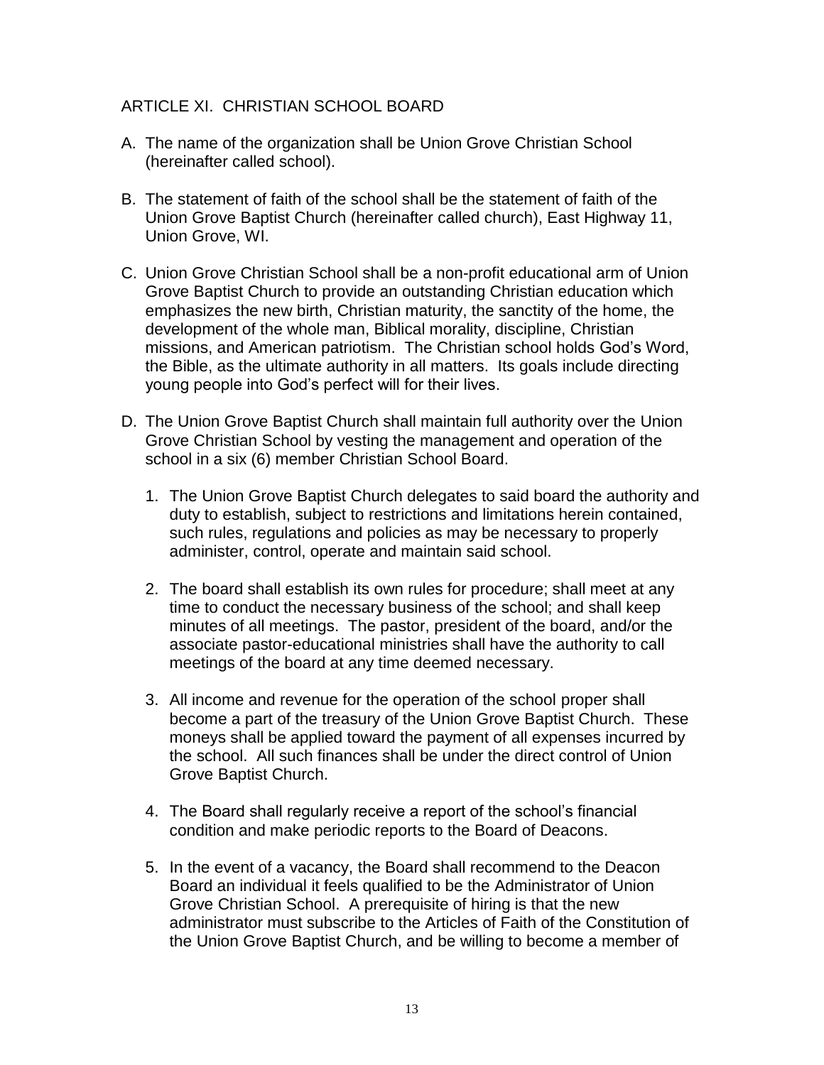## ARTICLE XI. CHRISTIAN SCHOOL BOARD

A. The name of the organization shall be Union Grove Christian School (hereinafter called school).

B. The statement of faith of the school shall be the statement of faith of the Union Grove Baptist Church (hereinafter called church), East Highway 11, Union Grove, WI.

C. Union Grove Christian School shall be a non-profit educational arm of Union Grove Baptist Church to provide an outstanding Christian education which emphasizes the new birth, Christian maturity, the sanctity of the home, the development of the whole man, Biblical morality, discipline, Christian missions, and American patriotism. The Christian school holds God's Word, the Bible, as the ultimate authority in all matters. Its goals include directing young people into God's perfect will for their lives.

D. The Union Grove Baptist Church shall maintain full authority over the Union Grove Christian School by vesting the management and operation of the school in a six (6) member Christian School Board.

   1. The Union Grove Baptist Church delegates to said board the authority and duty to establish, subject to restrictions and limitations herein contained, such rules, regulations and policies as may be necessary to properly administer, control, operate and maintain said school.

   2. The board shall establish its own rules for procedure; shall meet at any time to conduct the necessary business of the school; and shall keep minutes of all meetings. The pastor, president of the board, and/or the associate pastor-educational ministries shall have the authority to call meetings of the board at any time deemed necessary.

   3. All income and revenue for the operation of the school proper shall become a part of the treasury of the Union Grove Baptist Church. These moneys shall be applied toward the payment of all expenses incurred by the school. All such finances shall be under the direct control of Union Grove Baptist Church.

   4. The Board shall regularly receive a report of the school's financial condition and make periodic reports to the Board of Deacons.

   5. In the event of a vacancy, the Board shall recommend to the Deacon Board an individual it feels qualified to be the Administrator of Union Grove Christian School. A prerequisite of hiring is that the new administrator must subscribe to the Articles of Faith of the Constitution of the Union Grove Baptist Church, and be willing to become a member of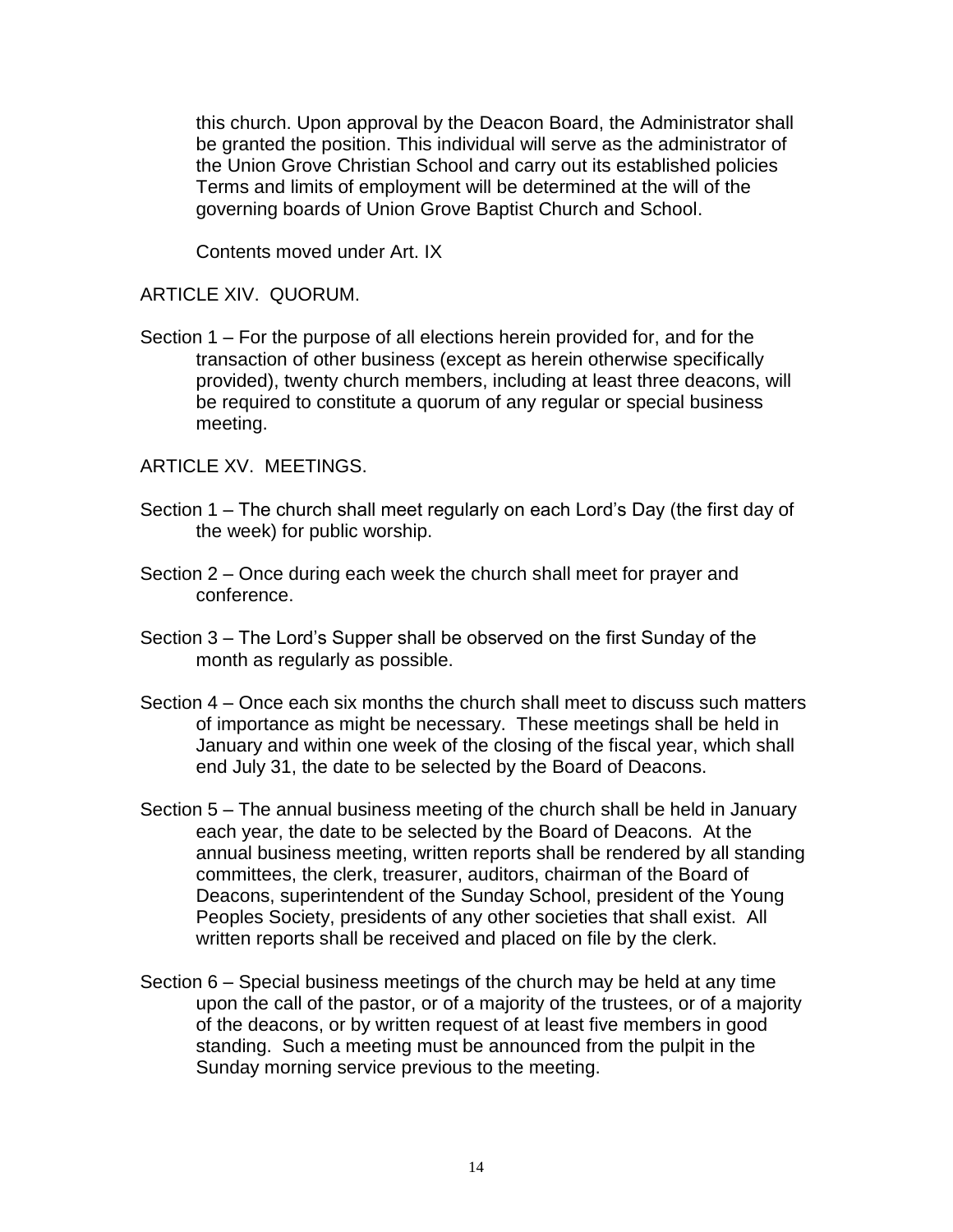this church. Upon approval by the Deacon Board, the Administrator shall be granted the position. This individual will serve as the administrator of the Union Grove Christian School and carry out its established policies Terms and limits of employment will be determined at the will of the governing boards of Union Grove Baptist Church and School.

Contents moved under Art. IX

## ARTICLE XIV. QUORUM.

Section 1 – For the purpose of all elections herein provided for, and for the transaction of other business (except as herein otherwise specifically provided), twenty church members, including at least three deacons, will be required to constitute a quorum of any regular or special business meeting.

## ARTICLE XV. MEETINGS.

Section 1 – The church shall meet regularly on each Lord's Day (the first day of the week) for public worship.

Section 2 – Once during each week the church shall meet for prayer and conference.

Section 3 – The Lord's Supper shall be observed on the first Sunday of the month as regularly as possible.

Section 4 – Once each six months the church shall meet to discuss such matters of importance as might be necessary. These meetings shall be held in January and within one week of the closing of the fiscal year, which shall end July 31, the date to be selected by the Board of Deacons.

Section 5 – The annual business meeting of the church shall be held in January each year, the date to be selected by the Board of Deacons. At the annual business meeting, written reports shall be rendered by all standing committees, the clerk, treasurer, auditors, chairman of the Board of Deacons, superintendent of the Sunday School, president of the Young Peoples Society, presidents of any other societies that shall exist. All written reports shall be received and placed on file by the clerk.

Section 6 – Special business meetings of the church may be held at any time upon the call of the pastor, or of a majority of the trustees, or of a majority of the deacons, or by written request of at least five members in good standing. Such a meeting must be announced from the pulpit in the Sunday morning service previous to the meeting.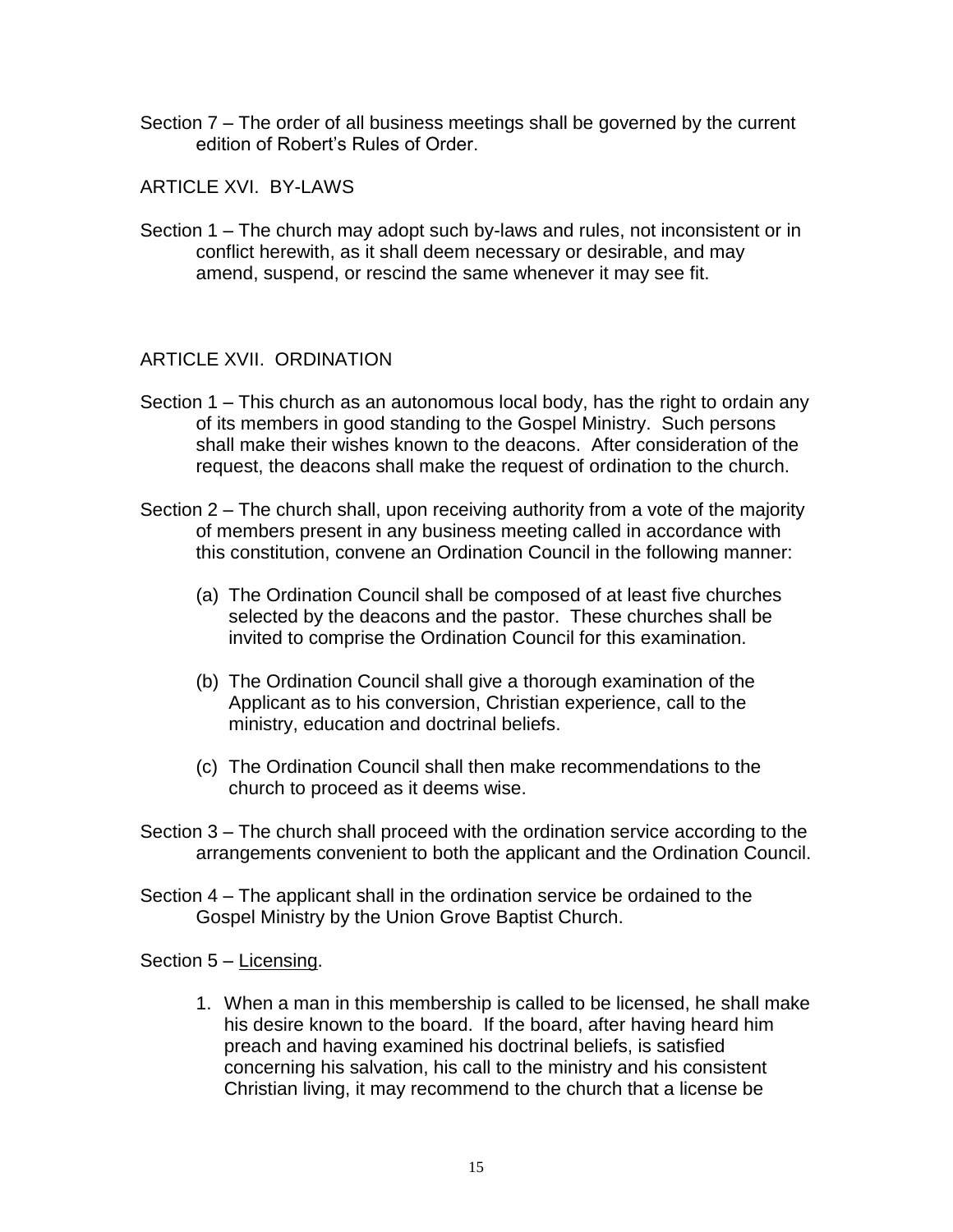Section 7 – The order of all business meetings shall be governed by the current edition of Robert's Rules of Order.

## ARTICLE XVI. BY-LAWS

Section 1 – The church may adopt such by-laws and rules, not inconsistent or in conflict herewith, as it shall deem necessary or desirable, and may amend, suspend, or rescind the same whenever it may see fit.

## ARTICLE XVII. ORDINATION

Section 1 – This church as an autonomous local body, has the right to ordain any of its members in good standing to the Gospel Ministry. Such persons shall make their wishes known to the deacons. After consideration of the request, the deacons shall make the request of ordination to the church.

Section 2 – The church shall, upon receiving authority from a vote of the majority of members present in any business meeting called in accordance with this constitution, convene an Ordination Council in the following manner:

(a) The Ordination Council shall be composed of at least five churches selected by the deacons and the pastor. These churches shall be invited to comprise the Ordination Council for this examination.

(b) The Ordination Council shall give a thorough examination of the Applicant as to his conversion, Christian experience, call to the ministry, education and doctrinal beliefs.

(c) The Ordination Council shall then make recommendations to the church to proceed as it deems wise.

Section 3 – The church shall proceed with the ordination service according to the arrangements convenient to both the applicant and the Ordination Council.

Section 4 – The applicant shall in the ordination service be ordained to the Gospel Ministry by the Union Grove Baptist Church.

Section 5 – Licensing.

1. When a man in this membership is called to be licensed, he shall make his desire known to the board. If the board, after having heard him preach and having examined his doctrinal beliefs, is satisfied concerning his salvation, his call to the ministry and his consistent Christian living, it may recommend to the church that a license be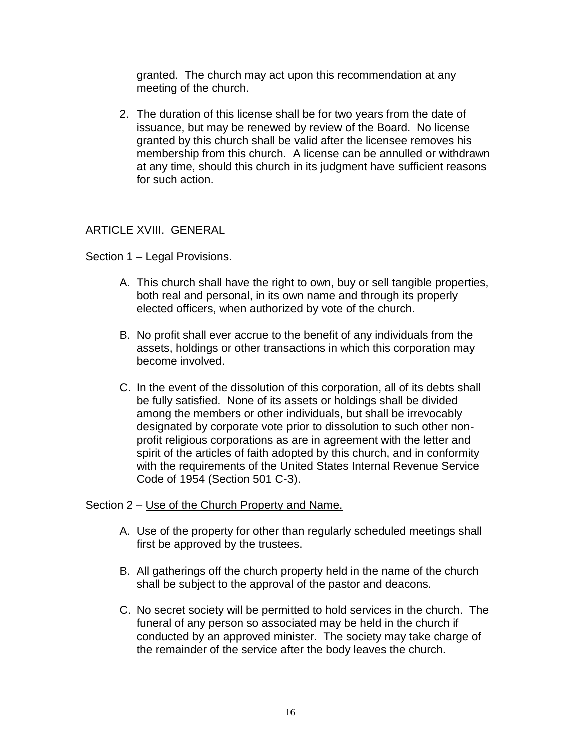granted. The church may act upon this recommendation at any meeting of the church.

2. The duration of this license shall be for two years from the date of issuance, but may be renewed by review of the Board. No license granted by this church shall be valid after the licensee removes his membership from this church. A license can be annulled or withdrawn at any time, should this church in its judgment have sufficient reasons for such action.

## ARTICLE XVIII. GENERAL

Section 1 – <u>Legal Provisions</u>.

A. This church shall have the right to own, buy or sell tangible properties, both real and personal, in its own name and through its properly elected officers, when authorized by vote of the church.

B. No profit shall ever accrue to the benefit of any individuals from the assets, holdings or other transactions in which this corporation may become involved.

C. In the event of the dissolution of this corporation, all of its debts shall be fully satisfied. None of its assets or holdings shall be divided among the members or other individuals, but shall be irrevocably designated by corporate vote prior to dissolution to such other non-profit religious corporations as are in agreement with the letter and spirit of the articles of faith adopted by this church, and in conformity with the requirements of the United States Internal Revenue Service Code of 1954 (Section 501 C-3).

Section 2 – <u>Use of the Church Property and Name.</u>

A. Use of the property for other than regularly scheduled meetings shall first be approved by the trustees.

B. All gatherings off the church property held in the name of the church shall be subject to the approval of the pastor and deacons.

C. No secret society will be permitted to hold services in the church. The funeral of any person so associated may be held in the church if conducted by an approved minister. The society may take charge of the remainder of the service after the body leaves the church.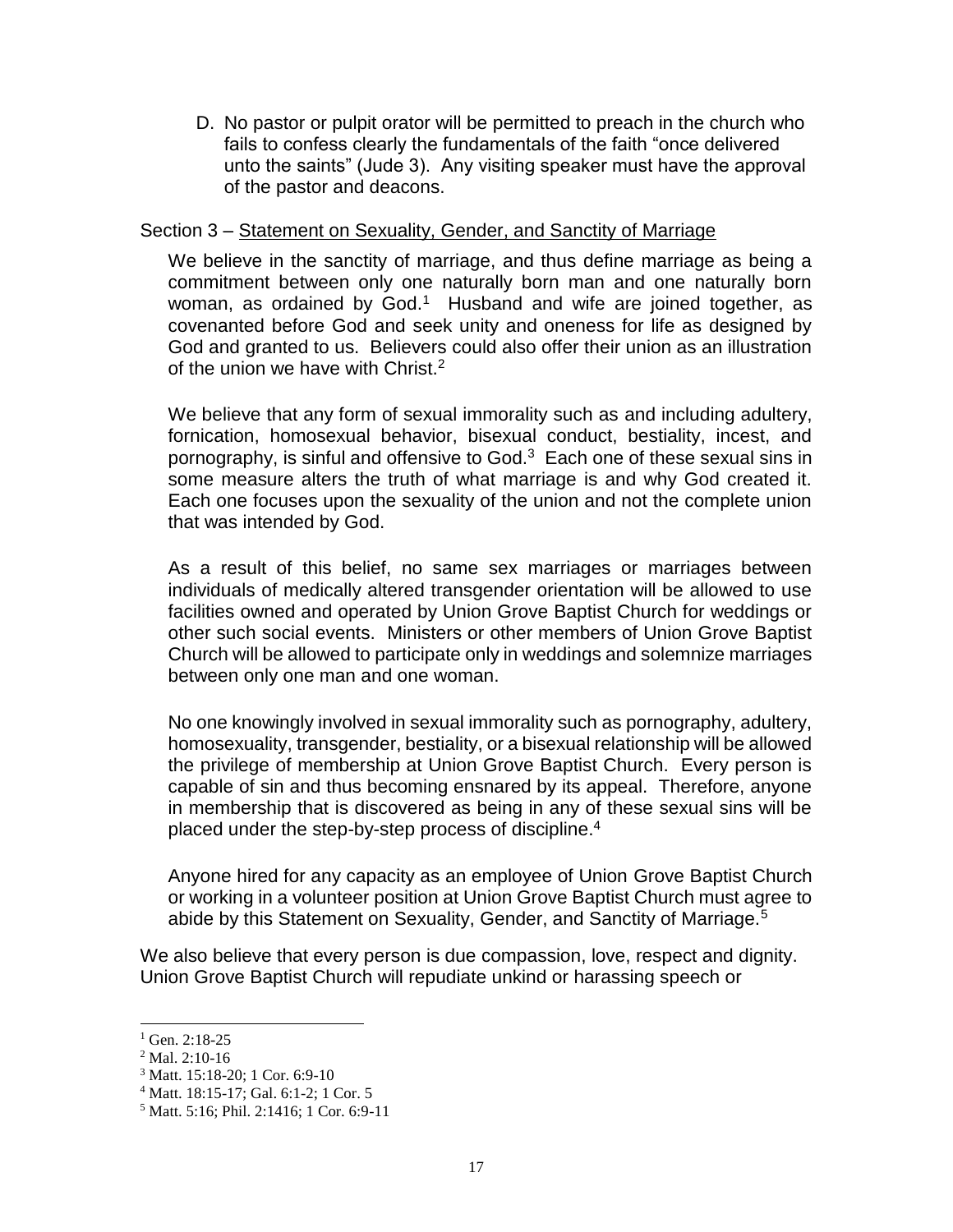D. No pastor or pulpit orator will be permitted to preach in the church who fails to confess clearly the fundamentals of the faith "once delivered unto the saints" (Jude 3). Any visiting speaker must have the approval of the pastor and deacons.

Section 3 – Statement on Sexuality, Gender, and Sanctity of Marriage

We believe in the sanctity of marriage, and thus define marriage as being a commitment between only one naturally born man and one naturally born woman, as ordained by God.[1] Husband and wife are joined together, as covenanted before God and seek unity and oneness for life as designed by God and granted to us. Believers could also offer their union as an illustration of the union we have with Christ.[2]

We believe that any form of sexual immorality such as and including adultery, fornication, homosexual behavior, bisexual conduct, bestiality, incest, and pornography, is sinful and offensive to God.[3] Each one of these sexual sins in some measure alters the truth of what marriage is and why God created it. Each one focuses upon the sexuality of the union and not the complete union that was intended by God.

As a result of this belief, no same sex marriages or marriages between individuals of medically altered transgender orientation will be allowed to use facilities owned and operated by Union Grove Baptist Church for weddings or other such social events. Ministers or other members of Union Grove Baptist Church will be allowed to participate only in weddings and solemnize marriages between only one man and one woman.

No one knowingly involved in sexual immorality such as pornography, adultery, homosexuality, transgender, bestiality, or a bisexual relationship will be allowed the privilege of membership at Union Grove Baptist Church. Every person is capable of sin and thus becoming ensnared by its appeal. Therefore, anyone in membership that is discovered as being in any of these sexual sins will be placed under the step-by-step process of discipline.[4]

Anyone hired for any capacity as an employee of Union Grove Baptist Church or working in a volunteer position at Union Grove Baptist Church must agree to abide by this Statement on Sexuality, Gender, and Sanctity of Marriage.[5]

We also believe that every person is due compassion, love, respect and dignity. Union Grove Baptist Church will repudiate unkind or harassing speech or

---

[1] Gen. 2:18-25

[2] Mal. 2:10-16

[3] Matt. 15:18-20; 1 Cor. 6:9-10

[4] Matt. 18:15-17; Gal. 6:1-2; 1 Cor. 5

[5] Matt. 5:16; Phil. 2:1416; 1 Cor. 6:9-11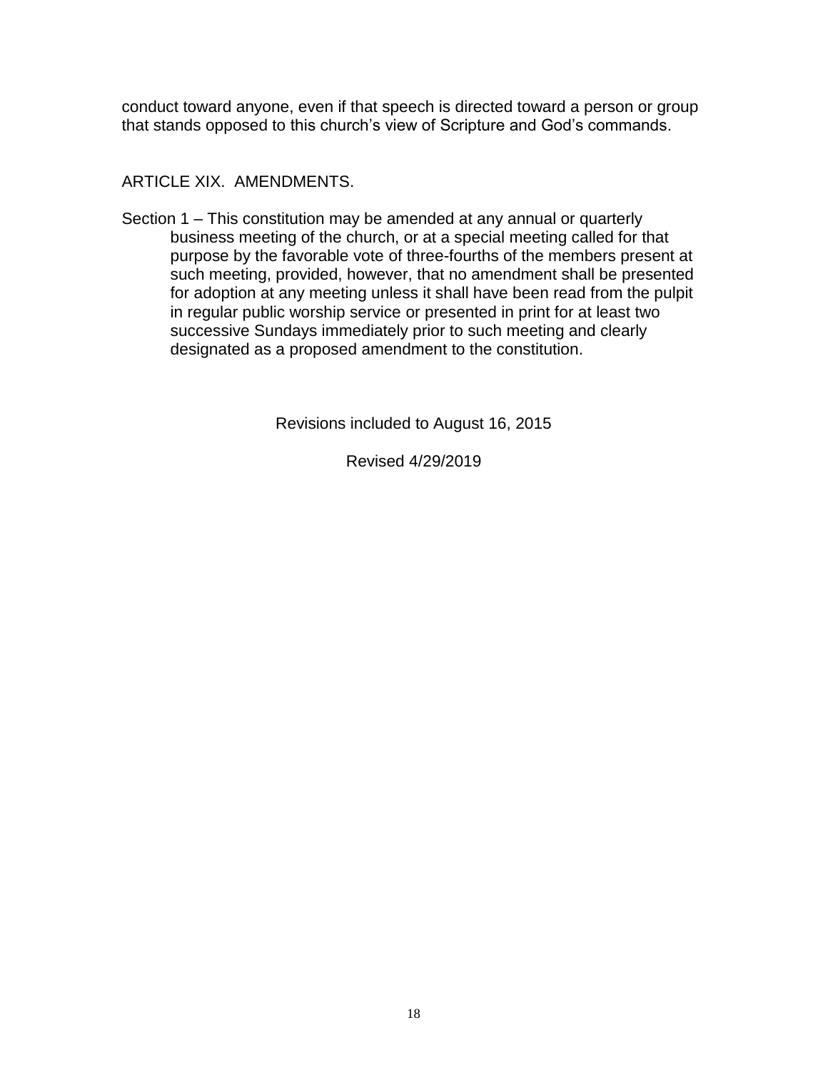conduct toward anyone, even if that speech is directed toward a person or group that stands opposed to this church's view of Scripture and God's commands.

## ARTICLE XIX. AMENDMENTS.

Section 1 – This constitution may be amended at any annual or quarterly business meeting of the church, or at a special meeting called for that purpose by the favorable vote of three-fourths of the members present at such meeting, provided, however, that no amendment shall be presented for adoption at any meeting unless it shall have been read from the pulpit in regular public worship service or presented in print for at least two successive Sundays immediately prior to such meeting and clearly designated as a proposed amendment to the constitution.

Revisions included to August 16, 2015

Revised 4/29/2019